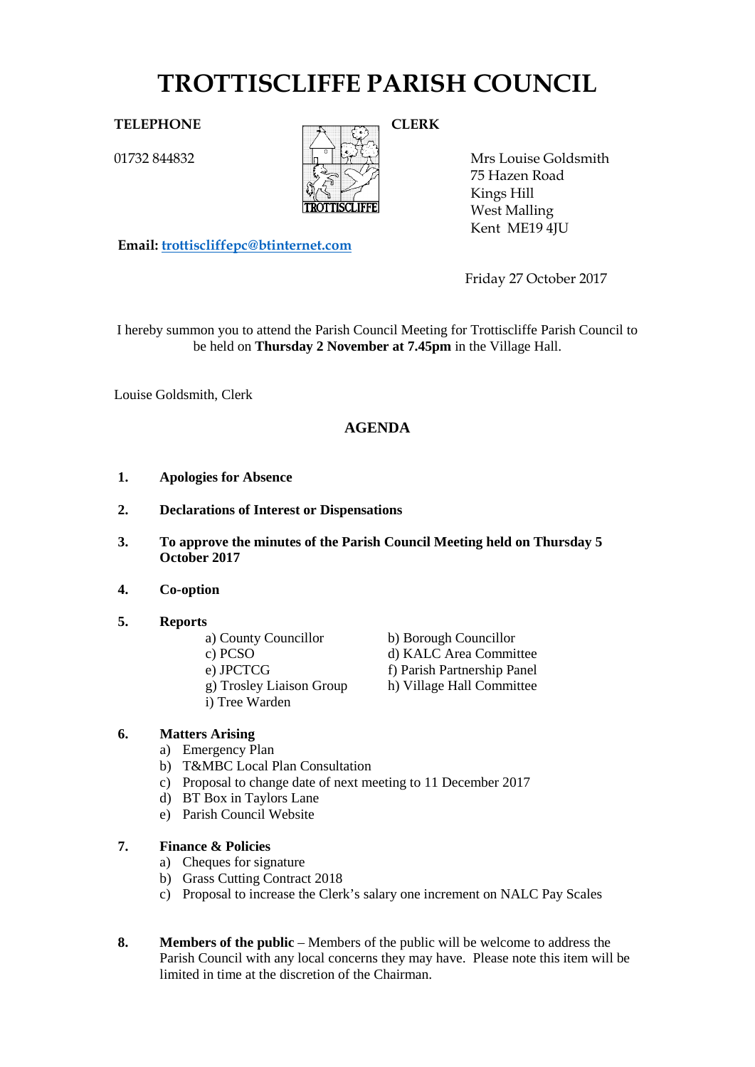# TROTTISCLIFFE PARISH COUNCIL

**TELEPHONE**

01732 844832

**CLERK**

Mrs Louise Goldsmith
75 Hazen Road
Kings Hill
West Malling
Kent ME19 4JU

**Email:** trottiscliffepc@btinternet.com

Friday 27 October 2017

I hereby summon you to attend the Parish Council Meeting for Trottiscliffe Parish Council to be held on **Thursday 2 November at 7.45pm** in the Village Hall.

Louise Goldsmith, Clerk

## AGENDA

1. **Apologies for Absence**

2. **Declarations of Interest or Dispensations**

3. **To approve the minutes of the Parish Council Meeting held on Thursday 5 October 2017**

4. **Co-option**

5. **Reports**
   - a) County Councillor
   - b) Borough Councillor
   - c) PCSO
   - d) KALC Area Committee
   - e) JPCTCG
   - f) Parish Partnership Panel
   - g) Trosley Liaison Group
   - h) Village Hall Committee
   - i) Tree Warden

6. **Matters Arising**
   - a) Emergency Plan
   - b) T&MBC Local Plan Consultation
   - c) Proposal to change date of next meeting to 11 December 2017
   - d) BT Box in Taylors Lane
   - e) Parish Council Website

7. **Finance & Policies**
   - a) Cheques for signature
   - b) Grass Cutting Contract 2018
   - c) Proposal to increase the Clerk's salary one increment on NALC Pay Scales

8. **Members of the public** – Members of the public will be welcome to address the Parish Council with any local concerns they may have. Please note this item will be limited in time at the discretion of the Chairman.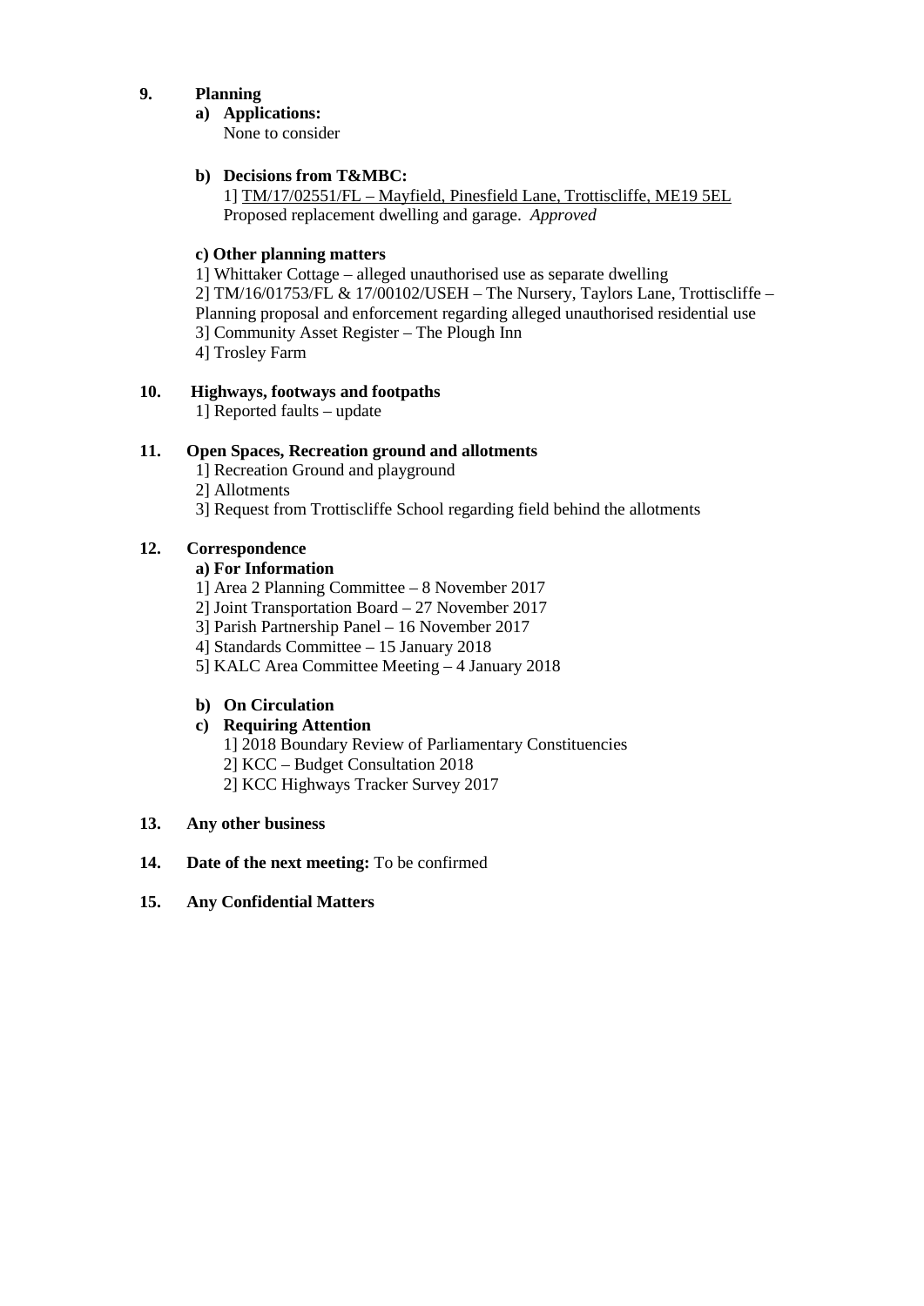**9. Planning**

**a) Applications:**

None to consider

**b) Decisions from T&MBC:**

1] TM/17/02551/FL – Mayfield, Pinesfield Lane, Trottiscliffe, ME19 5EL
Proposed replacement dwelling and garage. *Approved*

**c) Other planning matters**

1] Whittaker Cottage – alleged unauthorised use as separate dwelling
2] TM/16/01753/FL & 17/00102/USEH – The Nursery, Taylors Lane, Trottiscliffe – Planning proposal and enforcement regarding alleged unauthorised residential use
3] Community Asset Register – The Plough Inn
4] Trosley Farm

**10. Highways, footways and footpaths**

1] Reported faults – update

**11. Open Spaces, Recreation ground and allotments**

1] Recreation Ground and playground
2] Allotments
3] Request from Trottiscliffe School regarding field behind the allotments

**12. Correspondence**

**a) For Information**

1] Area 2 Planning Committee – 8 November 2017
2] Joint Transportation Board – 27 November 2017
3] Parish Partnership Panel – 16 November 2017
4] Standards Committee – 15 January 2018
5] KALC Area Committee Meeting – 4 January 2018

**b) On Circulation**

**c) Requiring Attention**

1] 2018 Boundary Review of Parliamentary Constituencies
2] KCC – Budget Consultation 2018
2] KCC Highways Tracker Survey 2017

**13. Any other business**

**14. Date of the next meeting:** To be confirmed

**15. Any Confidential Matters**